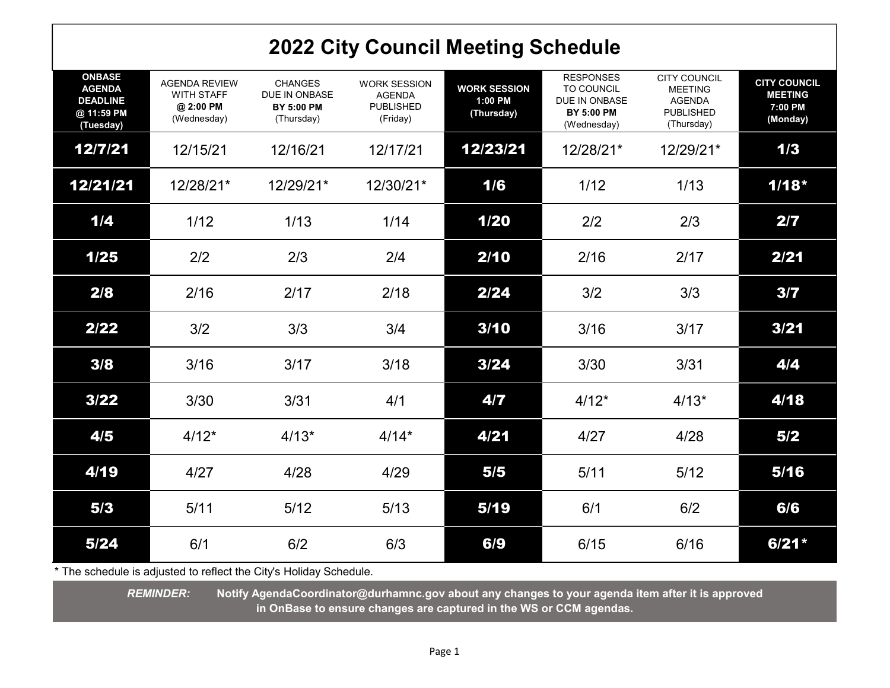# 2022 City Council Meeting Schedule

| ONBASE AGENDA DEADLINE @ 11:59 PM (Tuesday) | AGENDA REVIEW WITH STAFF **@ 2:00 PM** (Wednesday) | CHANGES DUE IN ONBASE **BY 5:00 PM** (Thursday) | WORK SESSION AGENDA PUBLISHED (Friday) | WORK SESSION 1:00 PM (Thursday) | RESPONSES TO COUNCIL DUE IN ONBASE **BY 5:00 PM** (Wednesday) | CITY COUNCIL MEETING AGENDA PUBLISHED (Thursday) | CITY COUNCIL MEETING 7:00 PM (Monday) |
|---|---|---|---|---|---|---|---|
| **12/7/21** | 12/15/21 | 12/16/21 | 12/17/21 | **12/23/21** | 12/28/21* | 12/29/21* | **1/3** |
| **12/21/21** | 12/28/21* | 12/29/21* | 12/30/21* | **1/6** | 1/12 | 1/13 | **1/18*** |
| **1/4** | 1/12 | 1/13 | 1/14 | **1/20** | 2/2 | 2/3 | **2/7** |
| **1/25** | 2/2 | 2/3 | 2/4 | **2/10** | 2/16 | 2/17 | **2/21** |
| **2/8** | 2/16 | 2/17 | 2/18 | **2/24** | 3/2 | 3/3 | **3/7** |
| **2/22** | 3/2 | 3/3 | 3/4 | **3/10** | 3/16 | 3/17 | **3/21** |
| **3/8** | 3/16 | 3/17 | 3/18 | **3/24** | 3/30 | 3/31 | **4/4** |
| **3/22** | 3/30 | 3/31 | 4/1 | **4/7** | 4/12* | 4/13* | **4/18** |
| **4/5** | 4/12* | 4/13* | 4/14* | **4/21** | 4/27 | 4/28 | **5/2** |
| **4/19** | 4/27 | 4/28 | 4/29 | **5/5** | 5/11 | 5/12 | **5/16** |
| **5/3** | 5/11 | 5/12 | 5/13 | **5/19** | 6/1 | 6/2 | **6/6** |
| **5/24** | 6/1 | 6/2 | 6/3 | **6/9** | 6/15 | 6/16 | **6/21*** |

* The schedule is adjusted to reflect the City's Holiday Schedule.

***REMINDER:*** **Notify AgendaCoordinator@durhamnc.gov about any changes to your agenda item after it is approved in OnBase to ensure changes are captured in the WS or CCM agendas.**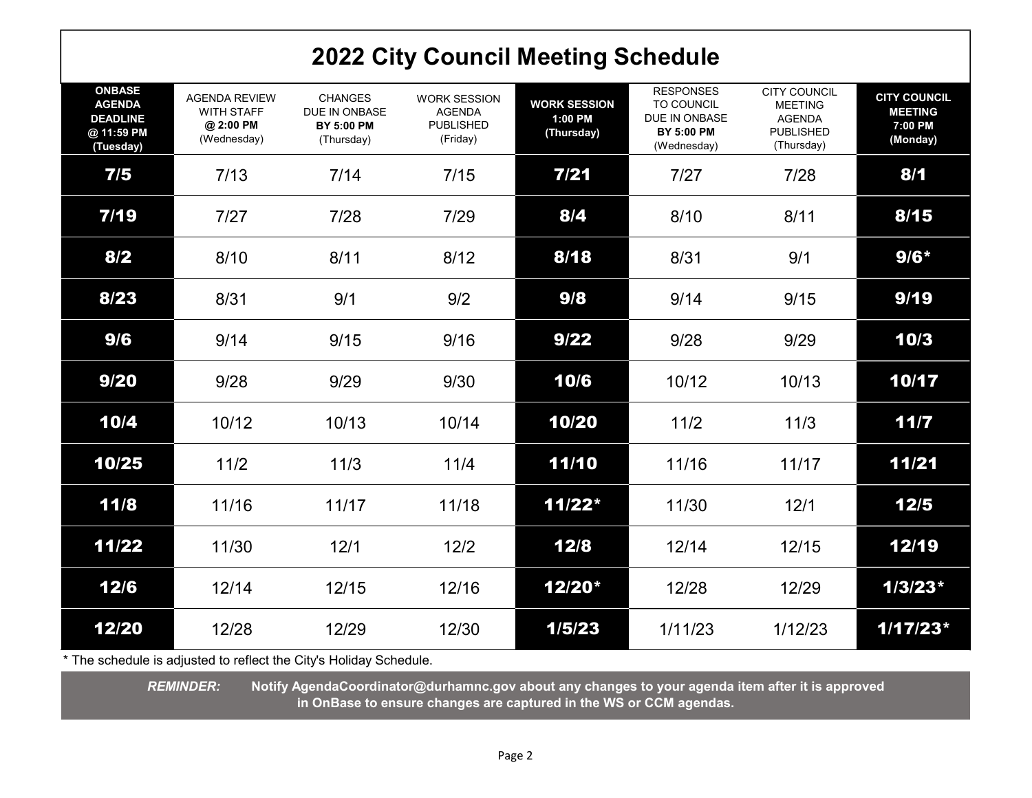# 2022 City Council Meeting Schedule

| **ONBASE AGENDA DEADLINE @ 11:59 PM (Tuesday)** | AGENDA REVIEW WITH STAFF **@ 2:00 PM** (Wednesday) | CHANGES DUE IN ONBASE **BY 5:00 PM** (Thursday) | WORK SESSION AGENDA PUBLISHED (Friday) | **WORK SESSION 1:00 PM (Thursday)** | RESPONSES TO COUNCIL DUE IN ONBASE **BY 5:00 PM** (Wednesday) | CITY COUNCIL MEETING AGENDA PUBLISHED (Thursday) | **CITY COUNCIL MEETING 7:00 PM (Monday)** |
|---|---|---|---|---|---|---|---|
| **7/5** | 7/13 | 7/14 | 7/15 | **7/21** | 7/27 | 7/28 | **8/1** |
| **7/19** | 7/27 | 7/28 | 7/29 | **8/4** | 8/10 | 8/11 | **8/15** |
| **8/2** | 8/10 | 8/11 | 8/12 | **8/18** | 8/31 | 9/1 | **9/6*** |
| **8/23** | 8/31 | 9/1 | 9/2 | **9/8** | 9/14 | 9/15 | **9/19** |
| **9/6** | 9/14 | 9/15 | 9/16 | **9/22** | 9/28 | 9/29 | **10/3** |
| **9/20** | 9/28 | 9/29 | 9/30 | **10/6** | 10/12 | 10/13 | **10/17** |
| **10/4** | 10/12 | 10/13 | 10/14 | **10/20** | 11/2 | 11/3 | **11/7** |
| **10/25** | 11/2 | 11/3 | 11/4 | **11/10** | 11/16 | 11/17 | **11/21** |
| **11/8** | 11/16 | 11/17 | 11/18 | **11/22*** | 11/30 | 12/1 | **12/5** |
| **11/22** | 11/30 | 12/1 | 12/2 | **12/8** | 12/14 | 12/15 | **12/19** |
| **12/6** | 12/14 | 12/15 | 12/16 | **12/20*** | 12/28 | 12/29 | **1/3/23*** |
| **12/20** | 12/28 | 12/29 | 12/30 | **1/5/23** | 1/11/23 | 1/12/23 | **1/17/23*** |

* The schedule is adjusted to reflect the City's Holiday Schedule.

***REMINDER:*** **Notify AgendaCoordinator@durhamnc.gov about any changes to your agenda item after it is approved in OnBase to ensure changes are captured in the WS or CCM agendas.**